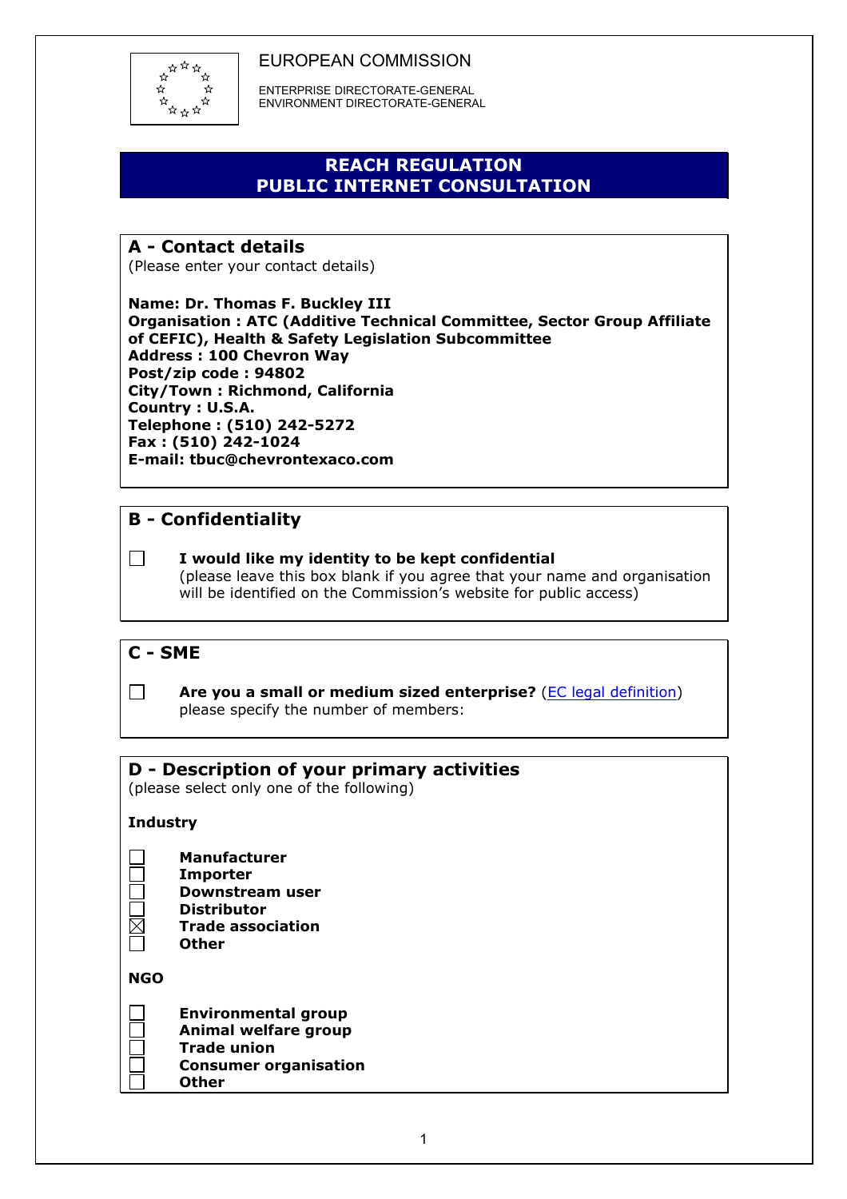EUROPEAN COMMISSION

ENTERPRISE DIRECTORATE-GENERAL
ENVIRONMENT DIRECTORATE-GENERAL

# REACH REGULATION
# PUBLIC INTERNET CONSULTATION

## A - Contact details

(Please enter your contact details)

**Name: Dr. Thomas F. Buckley III**
**Organisation : ATC (Additive Technical Committee, Sector Group Affiliate of CEFIC), Health & Safety Legislation Subcommittee**
**Address : 100 Chevron Way**
**Post/zip code : 94802**
**City/Town : Richmond, California**
**Country : U.S.A.**
**Telephone : (510) 242-5272**
**Fax : (510) 242-1024**
**E-mail: tbuc@chevrontexaco.com**

## B - Confidentiality

☐ **I would like my identity to be kept confidential**
(please leave this box blank if you agree that your name and organisation will be identified on the Commission's website for public access)

## C - SME

☐ **Are you a small or medium sized enterprise?** (EC legal definition)
please specify the number of members:

## D - Description of your primary activities

(please select only one of the following)

**Industry**

☐ **Manufacturer**
☐ **Importer**
☐ **Downstream user**
☐ **Distributor**
☒ **Trade association**
☐ **Other**

**NGO**

☐ **Environmental group**
☐ **Animal welfare group**
☐ **Trade union**
☐ **Consumer organisation**
☐ **Other**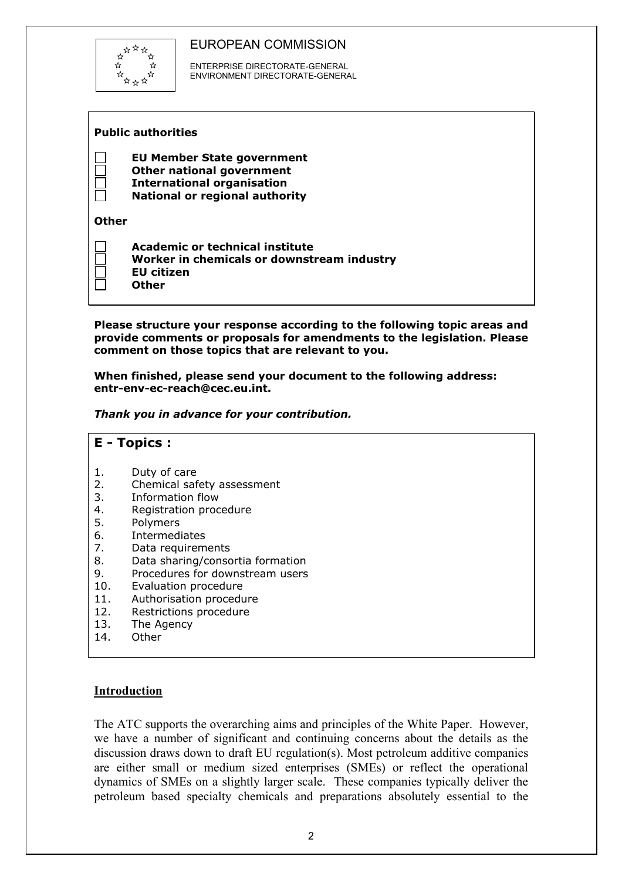EUROPEAN COMMISSION

ENTERPRISE DIRECTORATE-GENERAL
ENVIRONMENT DIRECTORATE-GENERAL

**Public authorities**

- ☐ **EU Member State government**
- ☐ **Other national government**
- ☐ **International organisation**
- ☐ **National or regional authority**

**Other**

- ☐ **Academic or technical institute**
- ☐ **Worker in chemicals or downstream industry**
- ☐ **EU citizen**
- ☐ **Other**

**Please structure your response according to the following topic areas and provide comments or proposals for amendments to the legislation. Please comment on those topics that are relevant to you.**

**When finished, please send your document to the following address: entr-env-ec-reach@cec.eu.int.**

***Thank you in advance for your contribution.***

## E - Topics :

1. Duty of care
2. Chemical safety assessment
3. Information flow
4. Registration procedure
5. Polymers
6. Intermediates
7. Data requirements
8. Data sharing/consortia formation
9. Procedures for downstream users
10. Evaluation procedure
11. Authorisation procedure
12. Restrictions procedure
13. The Agency
14. Other

## Introduction

The ATC supports the overarching aims and principles of the White Paper. However, we have a number of significant and continuing concerns about the details as the discussion draws down to draft EU regulation(s). Most petroleum additive companies are either small or medium sized enterprises (SMEs) or reflect the operational dynamics of SMEs on a slightly larger scale. These companies typically deliver the petroleum based specialty chemicals and preparations absolutely essential to the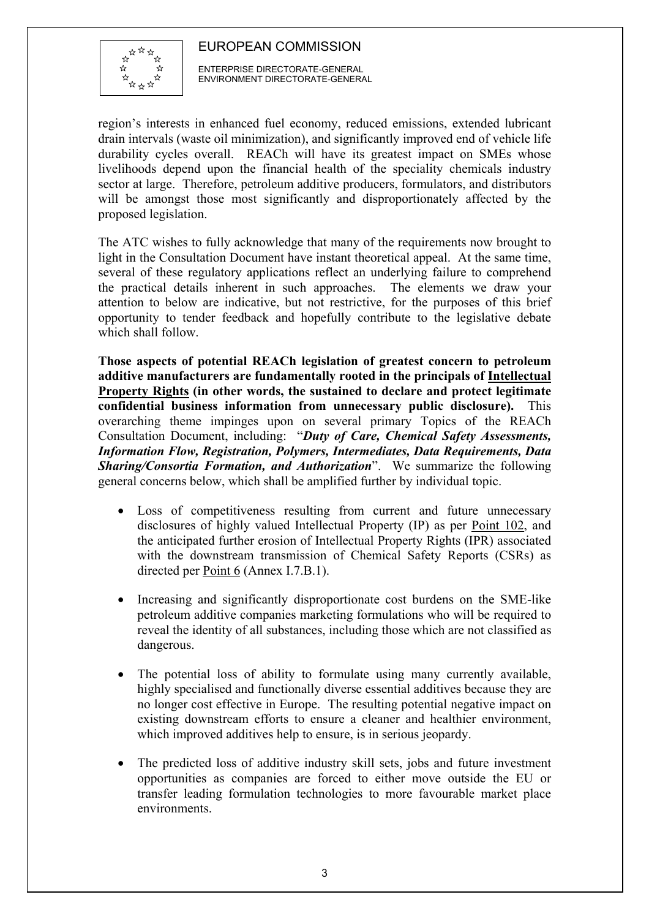region's interests in enhanced fuel economy, reduced emissions, extended lubricant drain intervals (waste oil minimization), and significantly improved end of vehicle life durability cycles overall. REACh will have its greatest impact on SMEs whose livelihoods depend upon the financial health of the speciality chemicals industry sector at large. Therefore, petroleum additive producers, formulators, and distributors will be amongst those most significantly and disproportionately affected by the proposed legislation.

The ATC wishes to fully acknowledge that many of the requirements now brought to light in the Consultation Document have instant theoretical appeal. At the same time, several of these regulatory applications reflect an underlying failure to comprehend the practical details inherent in such approaches. The elements we draw your attention to below are indicative, but not restrictive, for the purposes of this brief opportunity to tender feedback and hopefully contribute to the legislative debate which shall follow.

**Those aspects of potential REACh legislation of greatest concern to petroleum additive manufacturers are fundamentally rooted in the principals of Intellectual Property Rights (in other words, the sustained to declare and protect legitimate confidential business information from unnecessary public disclosure).** This overarching theme impinges upon on several primary Topics of the REACh Consultation Document, including: "***Duty of Care, Chemical Safety Assessments, Information Flow, Registration, Polymers, Intermediates, Data Requirements, Data Sharing/Consortia Formation, and Authorization***". We summarize the following general concerns below, which shall be amplified further by individual topic.

- Loss of competitiveness resulting from current and future unnecessary disclosures of highly valued Intellectual Property (IP) as per Point 102, and the anticipated further erosion of Intellectual Property Rights (IPR) associated with the downstream transmission of Chemical Safety Reports (CSRs) as directed per Point 6 (Annex I.7.B.1).

- Increasing and significantly disproportionate cost burdens on the SME-like petroleum additive companies marketing formulations who will be required to reveal the identity of all substances, including those which are not classified as dangerous.

- The potential loss of ability to formulate using many currently available, highly specialised and functionally diverse essential additives because they are no longer cost effective in Europe. The resulting potential negative impact on existing downstream efforts to ensure a cleaner and healthier environment, which improved additives help to ensure, is in serious jeopardy.

- The predicted loss of additive industry skill sets, jobs and future investment opportunities as companies are forced to either move outside the EU or transfer leading formulation technologies to more favourable market place environments.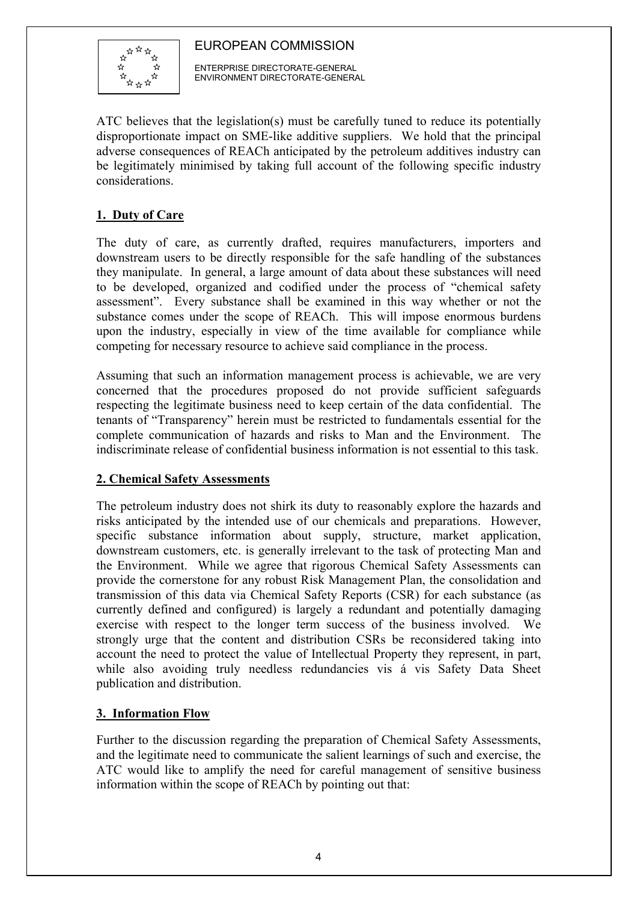ATC believes that the legislation(s) must be carefully tuned to reduce its potentially disproportionate impact on SME-like additive suppliers. We hold that the principal adverse consequences of REACh anticipated by the petroleum additives industry can be legitimately minimised by taking full account of the following specific industry considerations.

## 1. Duty of Care

The duty of care, as currently drafted, requires manufacturers, importers and downstream users to be directly responsible for the safe handling of the substances they manipulate. In general, a large amount of data about these substances will need to be developed, organized and codified under the process of "chemical safety assessment". Every substance shall be examined in this way whether or not the substance comes under the scope of REACh. This will impose enormous burdens upon the industry, especially in view of the time available for compliance while competing for necessary resource to achieve said compliance in the process.

Assuming that such an information management process is achievable, we are very concerned that the procedures proposed do not provide sufficient safeguards respecting the legitimate business need to keep certain of the data confidential. The tenants of "Transparency" herein must be restricted to fundamentals essential for the complete communication of hazards and risks to Man and the Environment. The indiscriminate release of confidential business information is not essential to this task.

## 2. Chemical Safety Assessments

The petroleum industry does not shirk its duty to reasonably explore the hazards and risks anticipated by the intended use of our chemicals and preparations. However, specific substance information about supply, structure, market application, downstream customers, etc. is generally irrelevant to the task of protecting Man and the Environment. While we agree that rigorous Chemical Safety Assessments can provide the cornerstone for any robust Risk Management Plan, the consolidation and transmission of this data via Chemical Safety Reports (CSR) for each substance (as currently defined and configured) is largely a redundant and potentially damaging exercise with respect to the longer term success of the business involved. We strongly urge that the content and distribution CSRs be reconsidered taking into account the need to protect the value of Intellectual Property they represent, in part, while also avoiding truly needless redundancies vis á vis Safety Data Sheet publication and distribution.

## 3. Information Flow

Further to the discussion regarding the preparation of Chemical Safety Assessments, and the legitimate need to communicate the salient learnings of such and exercise, the ATC would like to amplify the need for careful management of sensitive business information within the scope of REACh by pointing out that: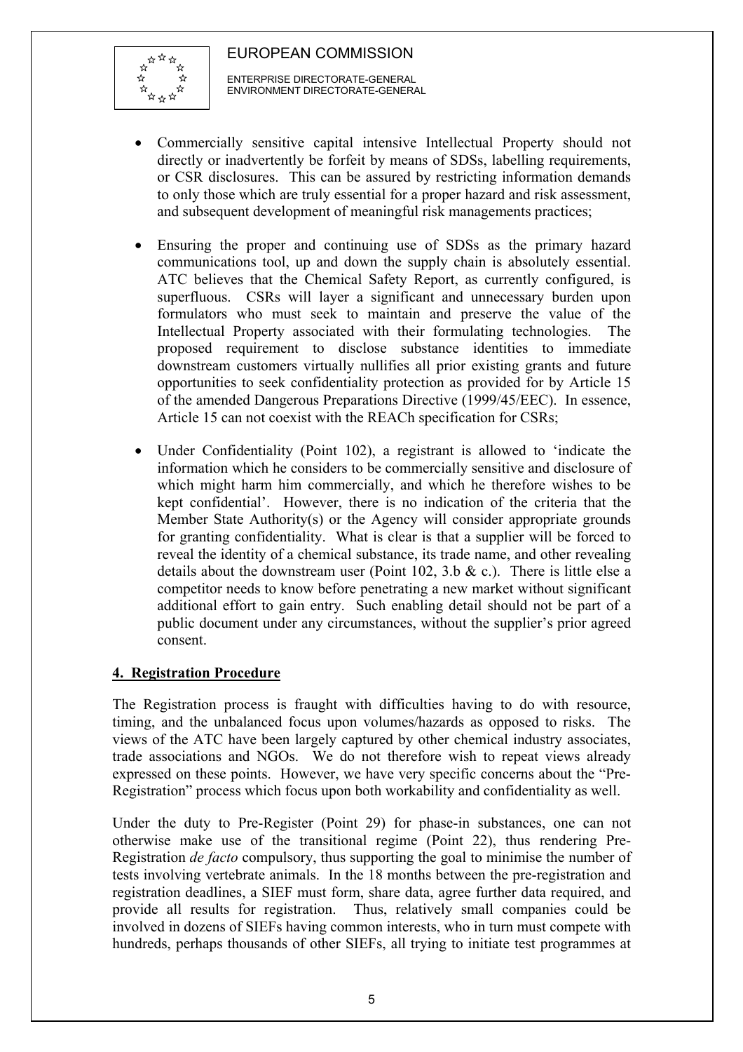- Commercially sensitive capital intensive Intellectual Property should not directly or inadvertently be forfeit by means of SDSs, labelling requirements, or CSR disclosures. This can be assured by restricting information demands to only those which are truly essential for a proper hazard and risk assessment, and subsequent development of meaningful risk managements practices;

- Ensuring the proper and continuing use of SDSs as the primary hazard communications tool, up and down the supply chain is absolutely essential. ATC believes that the Chemical Safety Report, as currently configured, is superfluous. CSRs will layer a significant and unnecessary burden upon formulators who must seek to maintain and preserve the value of the Intellectual Property associated with their formulating technologies. The proposed requirement to disclose substance identities to immediate downstream customers virtually nullifies all prior existing grants and future opportunities to seek confidentiality protection as provided for by Article 15 of the amended Dangerous Preparations Directive (1999/45/EEC). In essence, Article 15 can not coexist with the REACh specification for CSRs;

- Under Confidentiality (Point 102), a registrant is allowed to 'indicate the information which he considers to be commercially sensitive and disclosure of which might harm him commercially, and which he therefore wishes to be kept confidential'. However, there is no indication of the criteria that the Member State Authority(s) or the Agency will consider appropriate grounds for granting confidentiality. What is clear is that a supplier will be forced to reveal the identity of a chemical substance, its trade name, and other revealing details about the downstream user (Point 102, 3.b & c.). There is little else a competitor needs to know before penetrating a new market without significant additional effort to gain entry. Such enabling detail should not be part of a public document under any circumstances, without the supplier's prior agreed consent.

## 4. Registration Procedure

The Registration process is fraught with difficulties having to do with resource, timing, and the unbalanced focus upon volumes/hazards as opposed to risks. The views of the ATC have been largely captured by other chemical industry associates, trade associations and NGOs. We do not therefore wish to repeat views already expressed on these points. However, we have very specific concerns about the "Pre-Registration" process which focus upon both workability and confidentiality as well.

Under the duty to Pre-Register (Point 29) for phase-in substances, one can not otherwise make use of the transitional regime (Point 22), thus rendering Pre-Registration *de facto* compulsory, thus supporting the goal to minimise the number of tests involving vertebrate animals. In the 18 months between the pre-registration and registration deadlines, a SIEF must form, share data, agree further data required, and provide all results for registration. Thus, relatively small companies could be involved in dozens of SIEFs having common interests, who in turn must compete with hundreds, perhaps thousands of other SIEFs, all trying to initiate test programmes at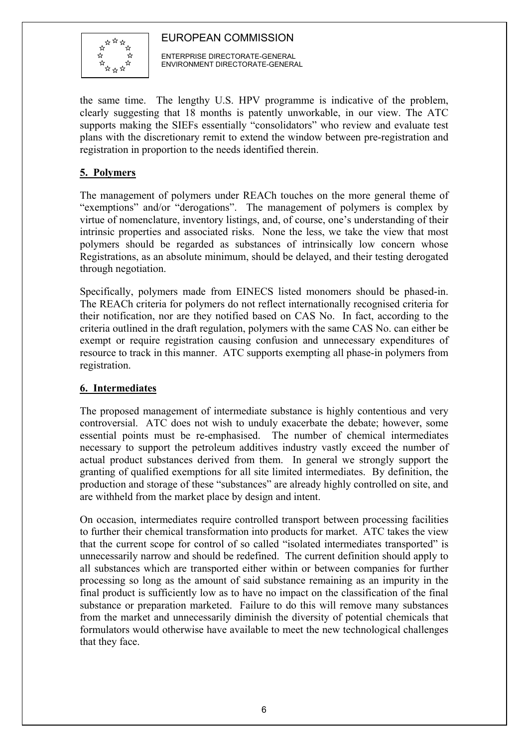the same time. The lengthy U.S. HPV programme is indicative of the problem, clearly suggesting that 18 months is patently unworkable, in our view. The ATC supports making the SIEFs essentially "consolidators" who review and evaluate test plans with the discretionary remit to extend the window between pre-registration and registration in proportion to the needs identified therein.

## 5. Polymers

The management of polymers under REACh touches on the more general theme of "exemptions" and/or "derogations". The management of polymers is complex by virtue of nomenclature, inventory listings, and, of course, one's understanding of their intrinsic properties and associated risks. None the less, we take the view that most polymers should be regarded as substances of intrinsically low concern whose Registrations, as an absolute minimum, should be delayed, and their testing derogated through negotiation.

Specifically, polymers made from EINECS listed monomers should be phased-in. The REACh criteria for polymers do not reflect internationally recognised criteria for their notification, nor are they notified based on CAS No. In fact, according to the criteria outlined in the draft regulation, polymers with the same CAS No. can either be exempt or require registration causing confusion and unnecessary expenditures of resource to track in this manner. ATC supports exempting all phase-in polymers from registration.

## 6. Intermediates

The proposed management of intermediate substance is highly contentious and very controversial. ATC does not wish to unduly exacerbate the debate; however, some essential points must be re-emphasised. The number of chemical intermediates necessary to support the petroleum additives industry vastly exceed the number of actual product substances derived from them. In general we strongly support the granting of qualified exemptions for all site limited intermediates. By definition, the production and storage of these "substances" are already highly controlled on site, and are withheld from the market place by design and intent.

On occasion, intermediates require controlled transport between processing facilities to further their chemical transformation into products for market. ATC takes the view that the current scope for control of so called "isolated intermediates transported" is unnecessarily narrow and should be redefined. The current definition should apply to all substances which are transported either within or between companies for further processing so long as the amount of said substance remaining as an impurity in the final product is sufficiently low as to have no impact on the classification of the final substance or preparation marketed. Failure to do this will remove many substances from the market and unnecessarily diminish the diversity of potential chemicals that formulators would otherwise have available to meet the new technological challenges that they face.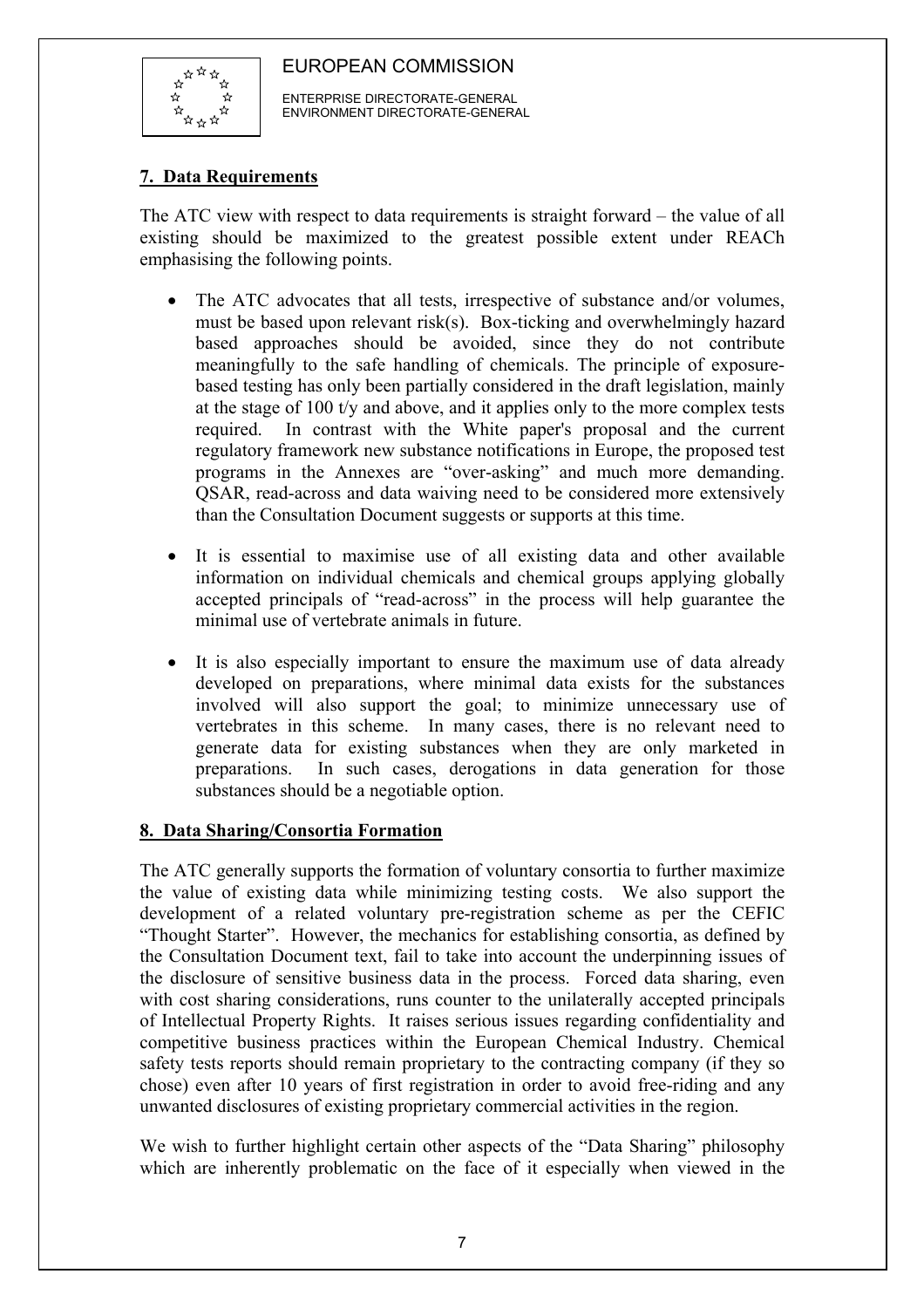EUROPEAN COMMISSION

ENTERPRISE DIRECTORATE-GENERAL
ENVIRONMENT DIRECTORATE-GENERAL

## 7. Data Requirements

The ATC view with respect to data requirements is straight forward – the value of all existing should be maximized to the greatest possible extent under REACh emphasising the following points.

- The ATC advocates that all tests, irrespective of substance and/or volumes, must be based upon relevant risk(s). Box-ticking and overwhelmingly hazard based approaches should be avoided, since they do not contribute meaningfully to the safe handling of chemicals. The principle of exposure-based testing has only been partially considered in the draft legislation, mainly at the stage of 100 t/y and above, and it applies only to the more complex tests required. In contrast with the White paper's proposal and the current regulatory framework new substance notifications in Europe, the proposed test programs in the Annexes are "over-asking" and much more demanding. QSAR, read-across and data waiving need to be considered more extensively than the Consultation Document suggests or supports at this time.

- It is essential to maximise use of all existing data and other available information on individual chemicals and chemical groups applying globally accepted principals of "read-across" in the process will help guarantee the minimal use of vertebrate animals in future.

- It is also especially important to ensure the maximum use of data already developed on preparations, where minimal data exists for the substances involved will also support the goal; to minimize unnecessary use of vertebrates in this scheme. In many cases, there is no relevant need to generate data for existing substances when they are only marketed in preparations. In such cases, derogations in data generation for those substances should be a negotiable option.

## 8. Data Sharing/Consortia Formation

The ATC generally supports the formation of voluntary consortia to further maximize the value of existing data while minimizing testing costs. We also support the development of a related voluntary pre-registration scheme as per the CEFIC "Thought Starter". However, the mechanics for establishing consortia, as defined by the Consultation Document text, fail to take into account the underpinning issues of the disclosure of sensitive business data in the process. Forced data sharing, even with cost sharing considerations, runs counter to the unilaterally accepted principals of Intellectual Property Rights. It raises serious issues regarding confidentiality and competitive business practices within the European Chemical Industry. Chemical safety tests reports should remain proprietary to the contracting company (if they so chose) even after 10 years of first registration in order to avoid free-riding and any unwanted disclosures of existing proprietary commercial activities in the region.

We wish to further highlight certain other aspects of the "Data Sharing" philosophy which are inherently problematic on the face of it especially when viewed in the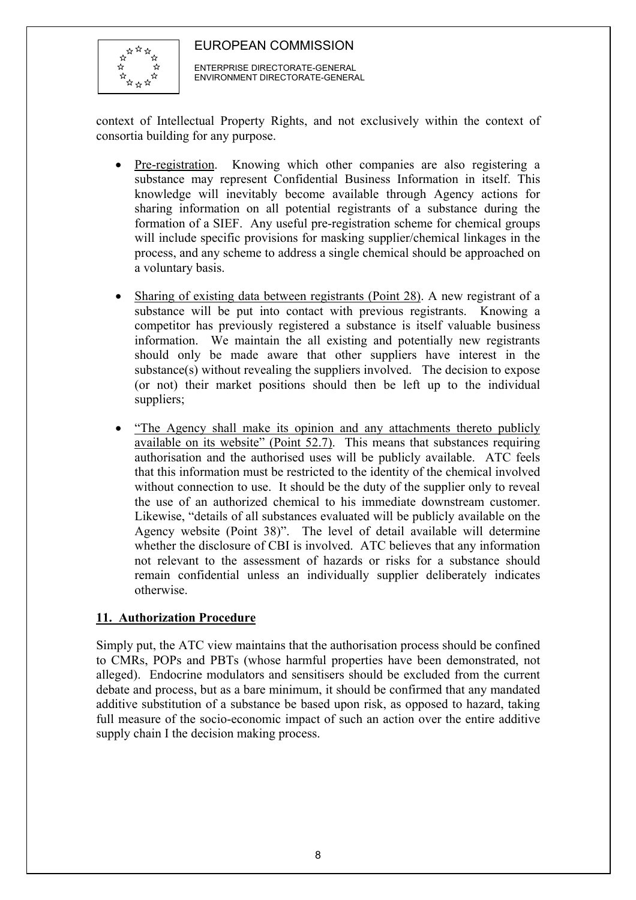context of Intellectual Property Rights, and not exclusively within the context of consortia building for any purpose.

- Pre-registration. Knowing which other companies are also registering a substance may represent Confidential Business Information in itself. This knowledge will inevitably become available through Agency actions for sharing information on all potential registrants of a substance during the formation of a SIEF. Any useful pre-registration scheme for chemical groups will include specific provisions for masking supplier/chemical linkages in the process, and any scheme to address a single chemical should be approached on a voluntary basis.

- Sharing of existing data between registrants (Point 28). A new registrant of a substance will be put into contact with previous registrants. Knowing a competitor has previously registered a substance is itself valuable business information. We maintain the all existing and potentially new registrants should only be made aware that other suppliers have interest in the substance(s) without revealing the suppliers involved. The decision to expose (or not) their market positions should then be left up to the individual suppliers;

- "The Agency shall make its opinion and any attachments thereto publicly available on its website" (Point 52.7). This means that substances requiring authorisation and the authorised uses will be publicly available. ATC feels that this information must be restricted to the identity of the chemical involved without connection to use. It should be the duty of the supplier only to reveal the use of an authorized chemical to his immediate downstream customer. Likewise, "details of all substances evaluated will be publicly available on the Agency website (Point 38)". The level of detail available will determine whether the disclosure of CBI is involved. ATC believes that any information not relevant to the assessment of hazards or risks for a substance should remain confidential unless an individually supplier deliberately indicates otherwise.

## 11. Authorization Procedure

Simply put, the ATC view maintains that the authorisation process should be confined to CMRs, POPs and PBTs (whose harmful properties have been demonstrated, not alleged). Endocrine modulators and sensitisers should be excluded from the current debate and process, but as a bare minimum, it should be confirmed that any mandated additive substitution of a substance be based upon risk, as opposed to hazard, taking full measure of the socio-economic impact of such an action over the entire additive supply chain I the decision making process.